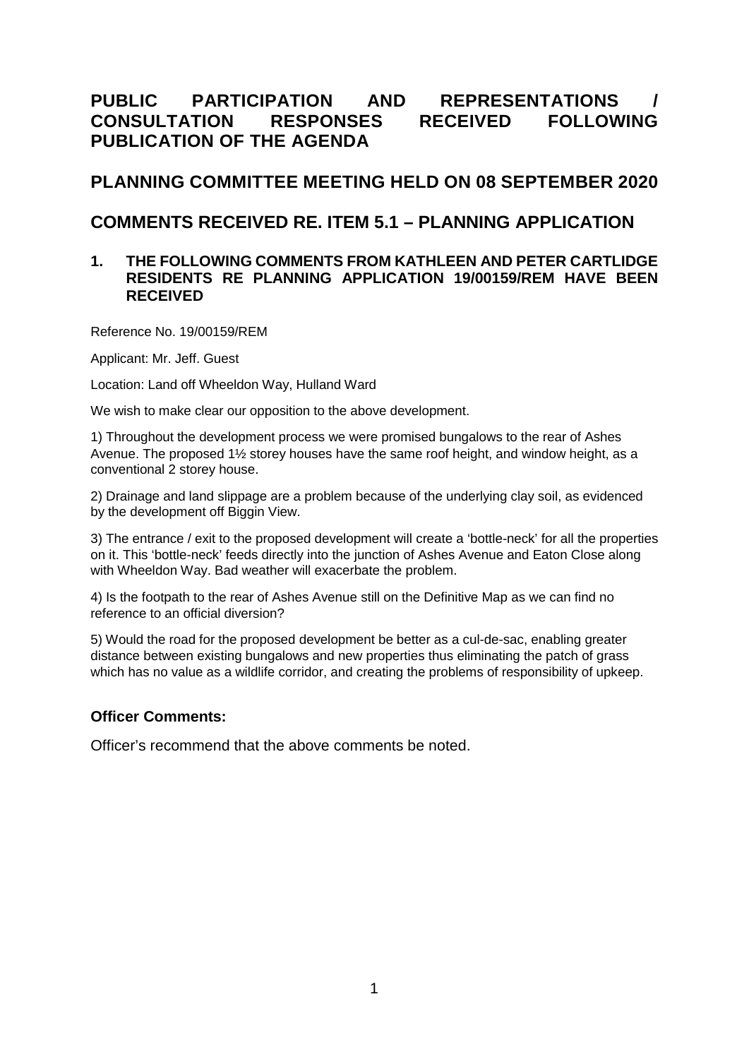# PUBLIC PARTICIPATION AND REPRESENTATIONS / CONSULTATION RESPONSES RECEIVED FOLLOWING PUBLICATION OF THE AGENDA

## PLANNING COMMITTEE MEETING HELD ON 08 SEPTEMBER 2020

## COMMENTS RECEIVED RE. ITEM 5.1 – PLANNING APPLICATION

### 1. THE FOLLOWING COMMENTS FROM KATHLEEN AND PETER CARTLIDGE RESIDENTS RE PLANNING APPLICATION 19/00159/REM HAVE BEEN RECEIVED

Reference No. 19/00159/REM

Applicant: Mr. Jeff. Guest

Location: Land off Wheeldon Way, Hulland Ward

We wish to make clear our opposition to the above development.

1) Throughout the development process we were promised bungalows to the rear of Ashes Avenue. The proposed 1½ storey houses have the same roof height, and window height, as a conventional 2 storey house.

2) Drainage and land slippage are a problem because of the underlying clay soil, as evidenced by the development off Biggin View.

3) The entrance / exit to the proposed development will create a 'bottle-neck' for all the properties on it. This 'bottle-neck' feeds directly into the junction of Ashes Avenue and Eaton Close along with Wheeldon Way. Bad weather will exacerbate the problem.

4) Is the footpath to the rear of Ashes Avenue still on the Definitive Map as we can find no reference to an official diversion?

5) Would the road for the proposed development be better as a cul-de-sac, enabling greater distance between existing bungalows and new properties thus eliminating the patch of grass which has no value as a wildlife corridor, and creating the problems of responsibility of upkeep.

### Officer Comments:

Officer's recommend that the above comments be noted.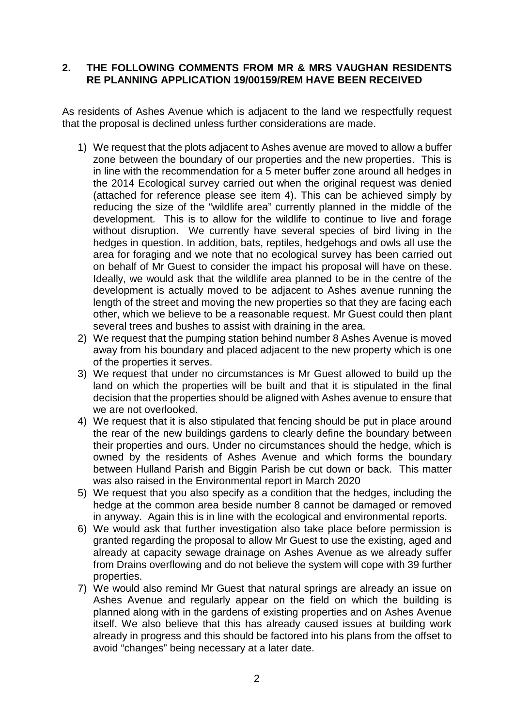## 2. THE FOLLOWING COMMENTS FROM MR & MRS VAUGHAN RESIDENTS RE PLANNING APPLICATION 19/00159/REM HAVE BEEN RECEIVED

As residents of Ashes Avenue which is adjacent to the land we respectfully request that the proposal is declined unless further considerations are made.

1) We request that the plots adjacent to Ashes avenue are moved to allow a buffer zone between the boundary of our properties and the new properties. This is in line with the recommendation for a 5 meter buffer zone around all hedges in the 2014 Ecological survey carried out when the original request was denied (attached for reference please see item 4). This can be achieved simply by reducing the size of the "wildlife area" currently planned in the middle of the development. This is to allow for the wildlife to continue to live and forage without disruption. We currently have several species of bird living in the hedges in question. In addition, bats, reptiles, hedgehogs and owls all use the area for foraging and we note that no ecological survey has been carried out on behalf of Mr Guest to consider the impact his proposal will have on these. Ideally, we would ask that the wildlife area planned to be in the centre of the development is actually moved to be adjacent to Ashes avenue running the length of the street and moving the new properties so that they are facing each other, which we believe to be a reasonable request. Mr Guest could then plant several trees and bushes to assist with draining in the area.
2) We request that the pumping station behind number 8 Ashes Avenue is moved away from his boundary and placed adjacent to the new property which is one of the properties it serves.
3) We request that under no circumstances is Mr Guest allowed to build up the land on which the properties will be built and that it is stipulated in the final decision that the properties should be aligned with Ashes avenue to ensure that we are not overlooked.
4) We request that it is also stipulated that fencing should be put in place around the rear of the new buildings gardens to clearly define the boundary between their properties and ours. Under no circumstances should the hedge, which is owned by the residents of Ashes Avenue and which forms the boundary between Hulland Parish and Biggin Parish be cut down or back. This matter was also raised in the Environmental report in March 2020
5) We request that you also specify as a condition that the hedges, including the hedge at the common area beside number 8 cannot be damaged or removed in anyway. Again this is in line with the ecological and environmental reports.
6) We would ask that further investigation also take place before permission is granted regarding the proposal to allow Mr Guest to use the existing, aged and already at capacity sewage drainage on Ashes Avenue as we already suffer from Drains overflowing and do not believe the system will cope with 39 further properties.
7) We would also remind Mr Guest that natural springs are already an issue on Ashes Avenue and regularly appear on the field on which the building is planned along with in the gardens of existing properties and on Ashes Avenue itself. We also believe that this has already caused issues at building work already in progress and this should be factored into his plans from the offset to avoid "changes" being necessary at a later date.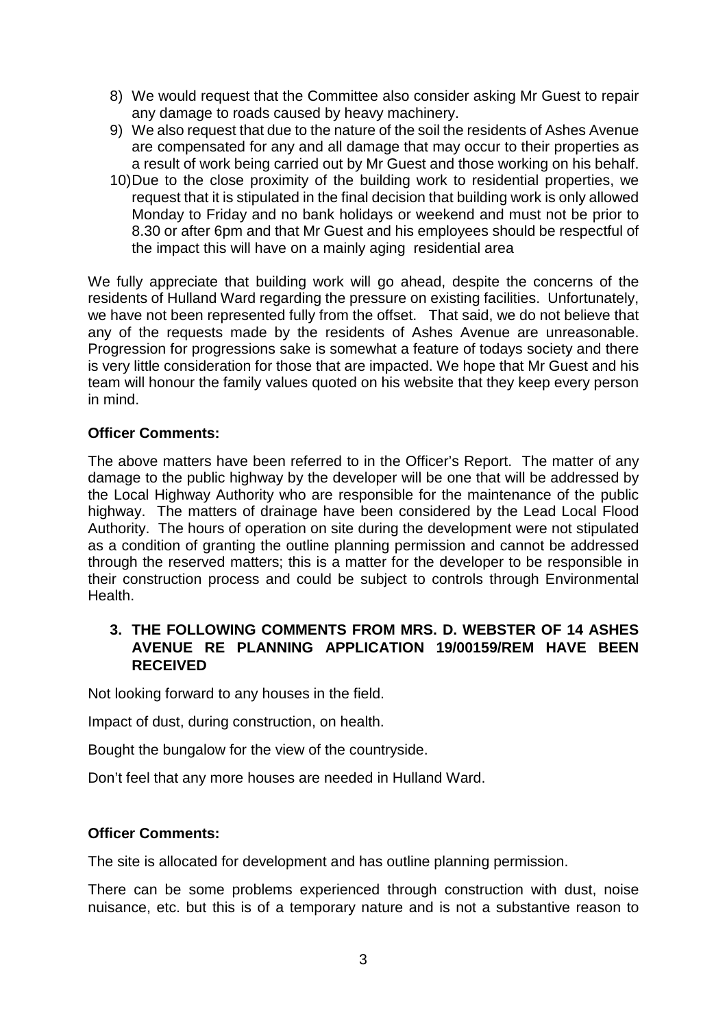8) We would request that the Committee also consider asking Mr Guest to repair any damage to roads caused by heavy machinery.
9) We also request that due to the nature of the soil the residents of Ashes Avenue are compensated for any and all damage that may occur to their properties as a result of work being carried out by Mr Guest and those working on his behalf.
10) Due to the close proximity of the building work to residential properties, we request that it is stipulated in the final decision that building work is only allowed Monday to Friday and no bank holidays or weekend and must not be prior to 8.30 or after 6pm and that Mr Guest and his employees should be respectful of the impact this will have on a mainly aging residential area

We fully appreciate that building work will go ahead, despite the concerns of the residents of Hulland Ward regarding the pressure on existing facilities. Unfortunately, we have not been represented fully from the offset. That said, we do not believe that any of the requests made by the residents of Ashes Avenue are unreasonable. Progression for progressions sake is somewhat a feature of todays society and there is very little consideration for those that are impacted. We hope that Mr Guest and his team will honour the family values quoted on his website that they keep every person in mind.

**Officer Comments:**

The above matters have been referred to in the Officer's Report. The matter of any damage to the public highway by the developer will be one that will be addressed by the Local Highway Authority who are responsible for the maintenance of the public highway. The matters of drainage have been considered by the Lead Local Flood Authority. The hours of operation on site during the development were not stipulated as a condition of granting the outline planning permission and cannot be addressed through the reserved matters; this is a matter for the developer to be responsible in their construction process and could be subject to controls through Environmental Health.

**3. THE FOLLOWING COMMENTS FROM MRS. D. WEBSTER OF 14 ASHES AVENUE RE PLANNING APPLICATION 19/00159/REM HAVE BEEN RECEIVED**

Not looking forward to any houses in the field.

Impact of dust, during construction, on health.

Bought the bungalow for the view of the countryside.

Don't feel that any more houses are needed in Hulland Ward.

**Officer Comments:**

The site is allocated for development and has outline planning permission.

There can be some problems experienced through construction with dust, noise nuisance, etc. but this is of a temporary nature and is not a substantive reason to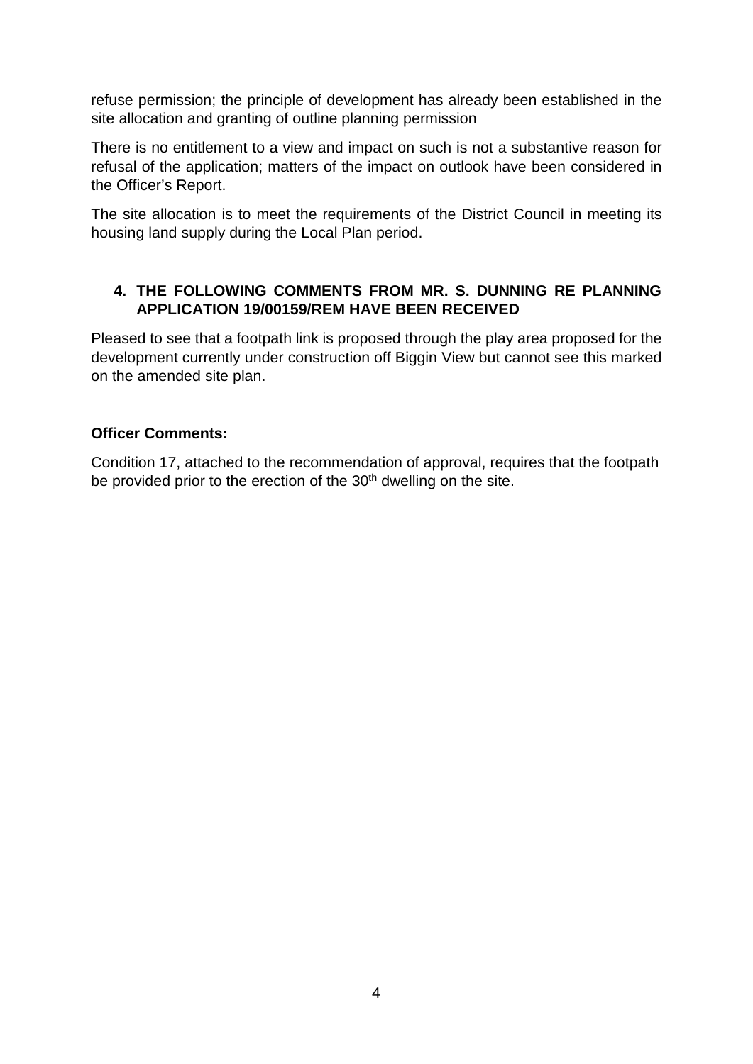refuse permission; the principle of development has already been established in the site allocation and granting of outline planning permission

There is no entitlement to a view and impact on such is not a substantive reason for refusal of the application; matters of the impact on outlook have been considered in the Officer's Report.

The site allocation is to meet the requirements of the District Council in meeting its housing land supply during the Local Plan period.

**4. THE FOLLOWING COMMENTS FROM MR. S. DUNNING RE PLANNING APPLICATION 19/00159/REM HAVE BEEN RECEIVED**

Pleased to see that a footpath link is proposed through the play area proposed for the development currently under construction off Biggin View but cannot see this marked on the amended site plan.

**Officer Comments:**

Condition 17, attached to the recommendation of approval, requires that the footpath be provided prior to the erection of the 30th dwelling on the site.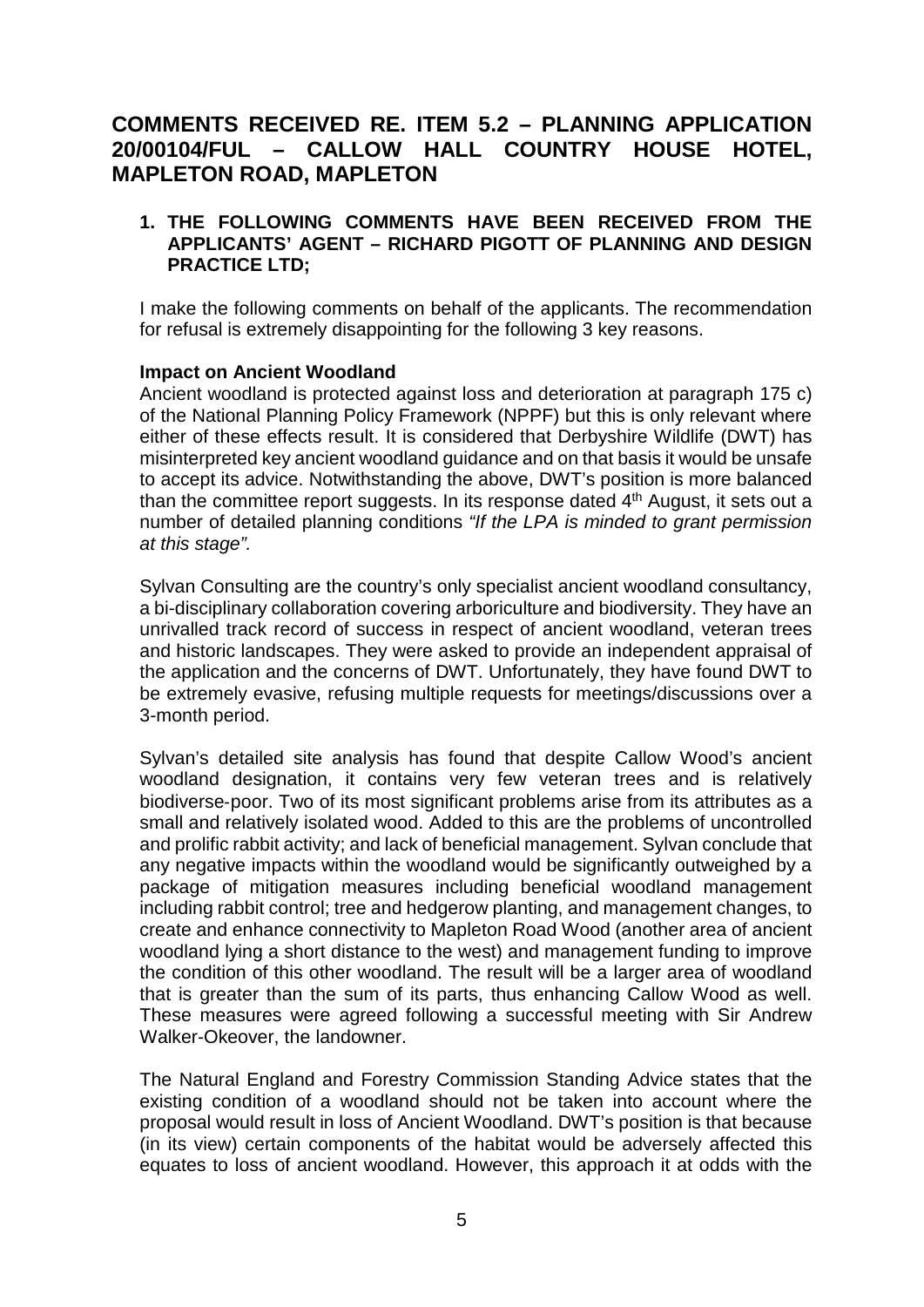# COMMENTS RECEIVED RE. ITEM 5.2 – PLANNING APPLICATION 20/00104/FUL – CALLOW HALL COUNTRY HOUSE HOTEL, MAPLETON ROAD, MAPLETON

**1. THE FOLLOWING COMMENTS HAVE BEEN RECEIVED FROM THE APPLICANTS' AGENT – RICHARD PIGOTT OF PLANNING AND DESIGN PRACTICE LTD;**

I make the following comments on behalf of the applicants. The recommendation for refusal is extremely disappointing for the following 3 key reasons.

**Impact on Ancient Woodland**

Ancient woodland is protected against loss and deterioration at paragraph 175 c) of the National Planning Policy Framework (NPPF) but this is only relevant where either of these effects result. It is considered that Derbyshire Wildlife (DWT) has misinterpreted key ancient woodland guidance and on that basis it would be unsafe to accept its advice. Notwithstanding the above, DWT's position is more balanced than the committee report suggests. In its response dated 4th August, it sets out a number of detailed planning conditions *"If the LPA is minded to grant permission at this stage".*

Sylvan Consulting are the country's only specialist ancient woodland consultancy, a bi-disciplinary collaboration covering arboriculture and biodiversity. They have an unrivalled track record of success in respect of ancient woodland, veteran trees and historic landscapes. They were asked to provide an independent appraisal of the application and the concerns of DWT. Unfortunately, they have found DWT to be extremely evasive, refusing multiple requests for meetings/discussions over a 3-month period.

Sylvan's detailed site analysis has found that despite Callow Wood's ancient woodland designation, it contains very few veteran trees and is relatively biodiverse-poor. Two of its most significant problems arise from its attributes as a small and relatively isolated wood. Added to this are the problems of uncontrolled and prolific rabbit activity; and lack of beneficial management. Sylvan conclude that any negative impacts within the woodland would be significantly outweighed by a package of mitigation measures including beneficial woodland management including rabbit control; tree and hedgerow planting, and management changes, to create and enhance connectivity to Mapleton Road Wood (another area of ancient woodland lying a short distance to the west) and management funding to improve the condition of this other woodland. The result will be a larger area of woodland that is greater than the sum of its parts, thus enhancing Callow Wood as well. These measures were agreed following a successful meeting with Sir Andrew Walker-Okeover, the landowner.

The Natural England and Forestry Commission Standing Advice states that the existing condition of a woodland should not be taken into account where the proposal would result in loss of Ancient Woodland. DWT's position is that because (in its view) certain components of the habitat would be adversely affected this equates to loss of ancient woodland. However, this approach it at odds with the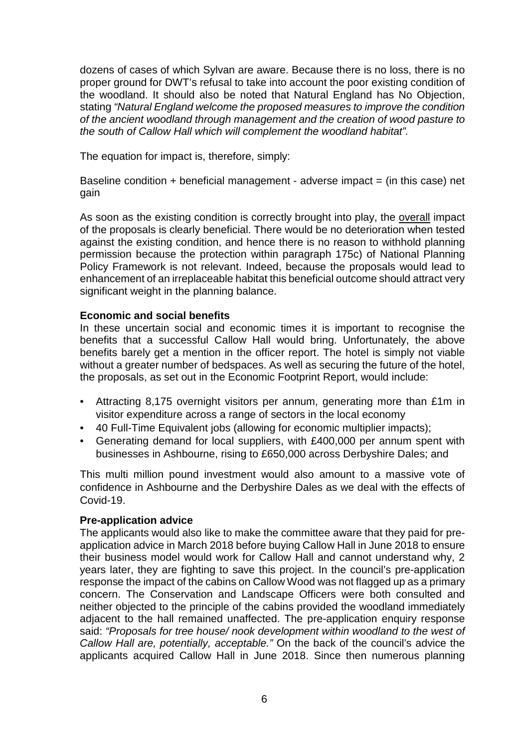dozens of cases of which Sylvan are aware. Because there is no loss, there is no proper ground for DWT's refusal to take into account the poor existing condition of the woodland. It should also be noted that Natural England has No Objection, stating *"Natural England welcome the proposed measures to improve the condition of the ancient woodland through management and the creation of wood pasture to the south of Callow Hall which will complement the woodland habitat".*

The equation for impact is, therefore, simply:

Baseline condition + beneficial management - adverse impact = (in this case) net gain

As soon as the existing condition is correctly brought into play, the <u>overall</u> impact of the proposals is clearly beneficial. There would be no deterioration when tested against the existing condition, and hence there is no reason to withhold planning permission because the protection within paragraph 175c) of National Planning Policy Framework is not relevant. Indeed, because the proposals would lead to enhancement of an irreplaceable habitat this beneficial outcome should attract very significant weight in the planning balance.

**Economic and social benefits**

In these uncertain social and economic times it is important to recognise the benefits that a successful Callow Hall would bring. Unfortunately, the above benefits barely get a mention in the officer report. The hotel is simply not viable without a greater number of bedspaces. As well as securing the future of the hotel, the proposals, as set out in the Economic Footprint Report, would include:

- Attracting 8,175 overnight visitors per annum, generating more than £1m in visitor expenditure across a range of sectors in the local economy
- 40 Full-Time Equivalent jobs (allowing for economic multiplier impacts);
- Generating demand for local suppliers, with £400,000 per annum spent with businesses in Ashbourne, rising to £650,000 across Derbyshire Dales; and

This multi million pound investment would also amount to a massive vote of confidence in Ashbourne and the Derbyshire Dales as we deal with the effects of Covid-19.

**Pre-application advice**

The applicants would also like to make the committee aware that they paid for pre-application advice in March 2018 before buying Callow Hall in June 2018 to ensure their business model would work for Callow Hall and cannot understand why, 2 years later, they are fighting to save this project. In the council's pre-application response the impact of the cabins on Callow Wood was not flagged up as a primary concern. The Conservation and Landscape Officers were both consulted and neither objected to the principle of the cabins provided the woodland immediately adjacent to the hall remained unaffected. The pre-application enquiry response said: *"Proposals for tree house/ nook development within woodland to the west of Callow Hall are, potentially, acceptable."* On the back of the council's advice the applicants acquired Callow Hall in June 2018. Since then numerous planning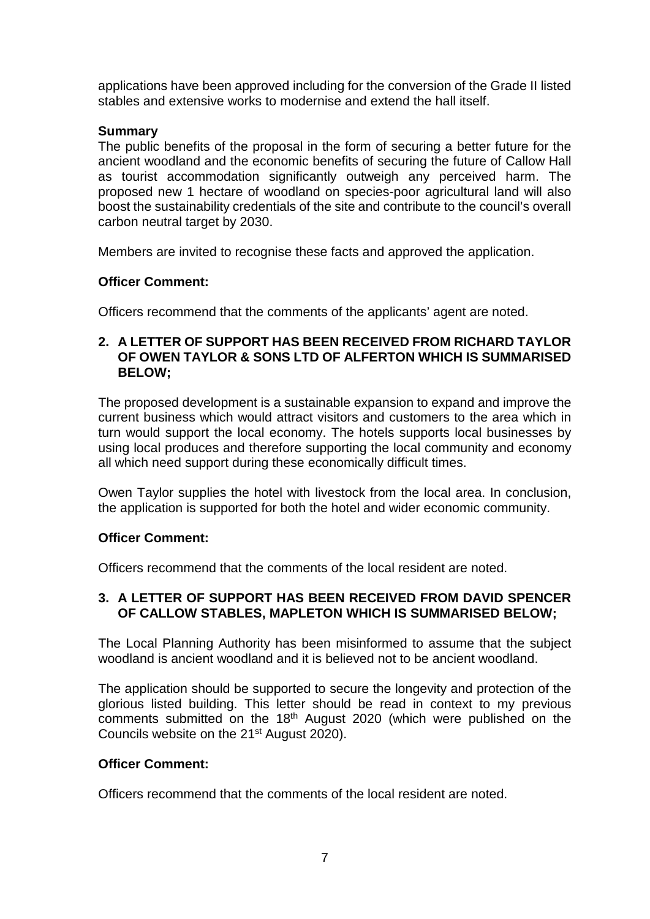applications have been approved including for the conversion of the Grade II listed stables and extensive works to modernise and extend the hall itself.

**Summary**

The public benefits of the proposal in the form of securing a better future for the ancient woodland and the economic benefits of securing the future of Callow Hall as tourist accommodation significantly outweigh any perceived harm. The proposed new 1 hectare of woodland on species-poor agricultural land will also boost the sustainability credentials of the site and contribute to the council's overall carbon neutral target by 2030.

Members are invited to recognise these facts and approved the application.

**Officer Comment:**

Officers recommend that the comments of the applicants' agent are noted.

**2. A LETTER OF SUPPORT HAS BEEN RECEIVED FROM RICHARD TAYLOR OF OWEN TAYLOR & SONS LTD OF ALFERTON WHICH IS SUMMARISED BELOW;**

The proposed development is a sustainable expansion to expand and improve the current business which would attract visitors and customers to the area which in turn would support the local economy. The hotels supports local businesses by using local produces and therefore supporting the local community and economy all which need support during these economically difficult times.

Owen Taylor supplies the hotel with livestock from the local area. In conclusion, the application is supported for both the hotel and wider economic community.

**Officer Comment:**

Officers recommend that the comments of the local resident are noted.

**3. A LETTER OF SUPPORT HAS BEEN RECEIVED FROM DAVID SPENCER OF CALLOW STABLES, MAPLETON WHICH IS SUMMARISED BELOW;**

The Local Planning Authority has been misinformed to assume that the subject woodland is ancient woodland and it is believed not to be ancient woodland.

The application should be supported to secure the longevity and protection of the glorious listed building. This letter should be read in context to my previous comments submitted on the 18th August 2020 (which were published on the Councils website on the 21st August 2020).

**Officer Comment:**

Officers recommend that the comments of the local resident are noted.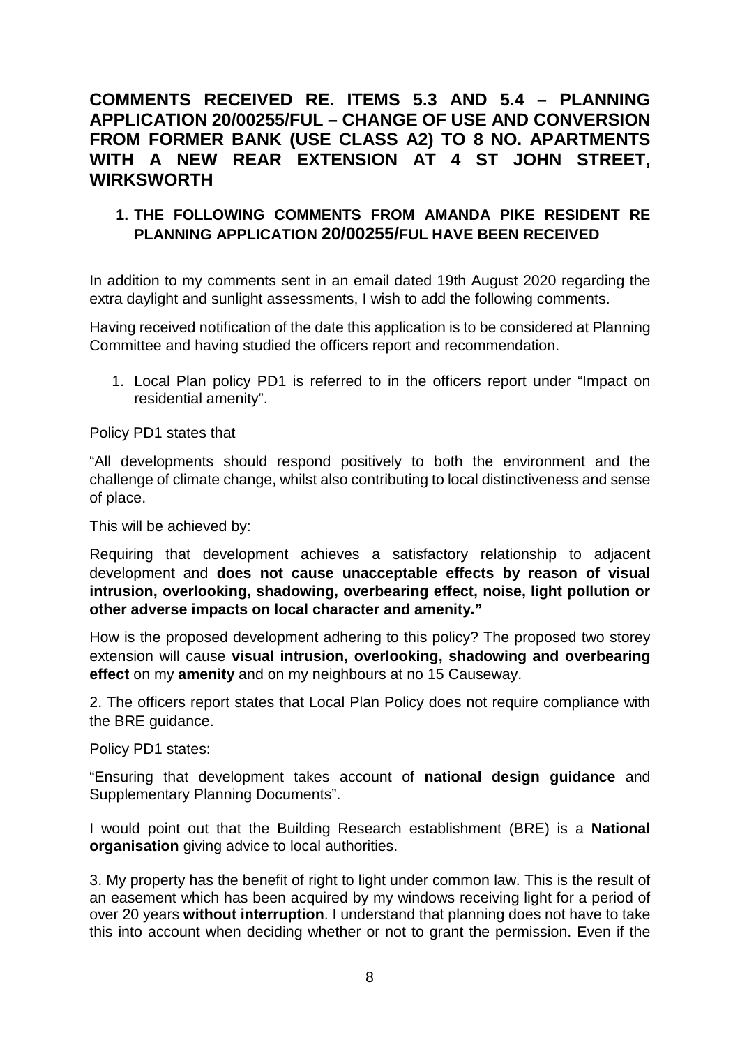## COMMENTS RECEIVED RE. ITEMS 5.3 AND 5.4 – PLANNING APPLICATION 20/00255/FUL – CHANGE OF USE AND CONVERSION FROM FORMER BANK (USE CLASS A2) TO 8 NO. APARTMENTS WITH A NEW REAR EXTENSION AT 4 ST JOHN STREET, WIRKSWORTH

### 1. THE FOLLOWING COMMENTS FROM AMANDA PIKE RESIDENT RE PLANNING APPLICATION 20/00255/FUL HAVE BEEN RECEIVED

In addition to my comments sent in an email dated 19th August 2020 regarding the extra daylight and sunlight assessments, I wish to add the following comments.

Having received notification of the date this application is to be considered at Planning Committee and having studied the officers report and recommendation.

1. Local Plan policy PD1 is referred to in the officers report under "Impact on residential amenity".

Policy PD1 states that

"All developments should respond positively to both the environment and the challenge of climate change, whilst also contributing to local distinctiveness and sense of place.

This will be achieved by:

Requiring that development achieves a satisfactory relationship to adjacent development and **does not cause unacceptable effects by reason of visual intrusion, overlooking, shadowing, overbearing effect, noise, light pollution or other adverse impacts on local character and amenity."**

How is the proposed development adhering to this policy? The proposed two storey extension will cause **visual intrusion, overlooking, shadowing and overbearing effect** on my **amenity** and on my neighbours at no 15 Causeway.

2. The officers report states that Local Plan Policy does not require compliance with the BRE guidance.

Policy PD1 states:

"Ensuring that development takes account of **national design guidance** and Supplementary Planning Documents".

I would point out that the Building Research establishment (BRE) is a **National organisation** giving advice to local authorities.

3. My property has the benefit of right to light under common law. This is the result of an easement which has been acquired by my windows receiving light for a period of over 20 years **without interruption**. I understand that planning does not have to take this into account when deciding whether or not to grant the permission. Even if the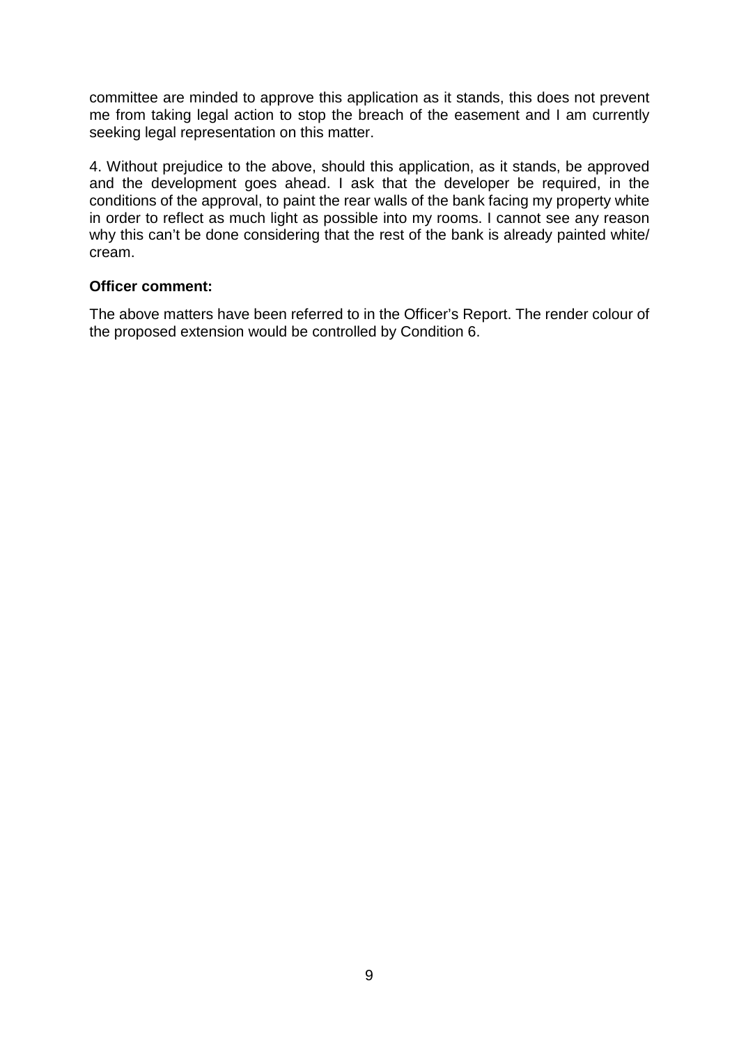committee are minded to approve this application as it stands, this does not prevent me from taking legal action to stop the breach of the easement and I am currently seeking legal representation on this matter.

4. Without prejudice to the above, should this application, as it stands, be approved and the development goes ahead. I ask that the developer be required, in the conditions of the approval, to paint the rear walls of the bank facing my property white in order to reflect as much light as possible into my rooms. I cannot see any reason why this can't be done considering that the rest of the bank is already painted white/ cream.

**Officer comment:**

The above matters have been referred to in the Officer's Report. The render colour of the proposed extension would be controlled by Condition 6.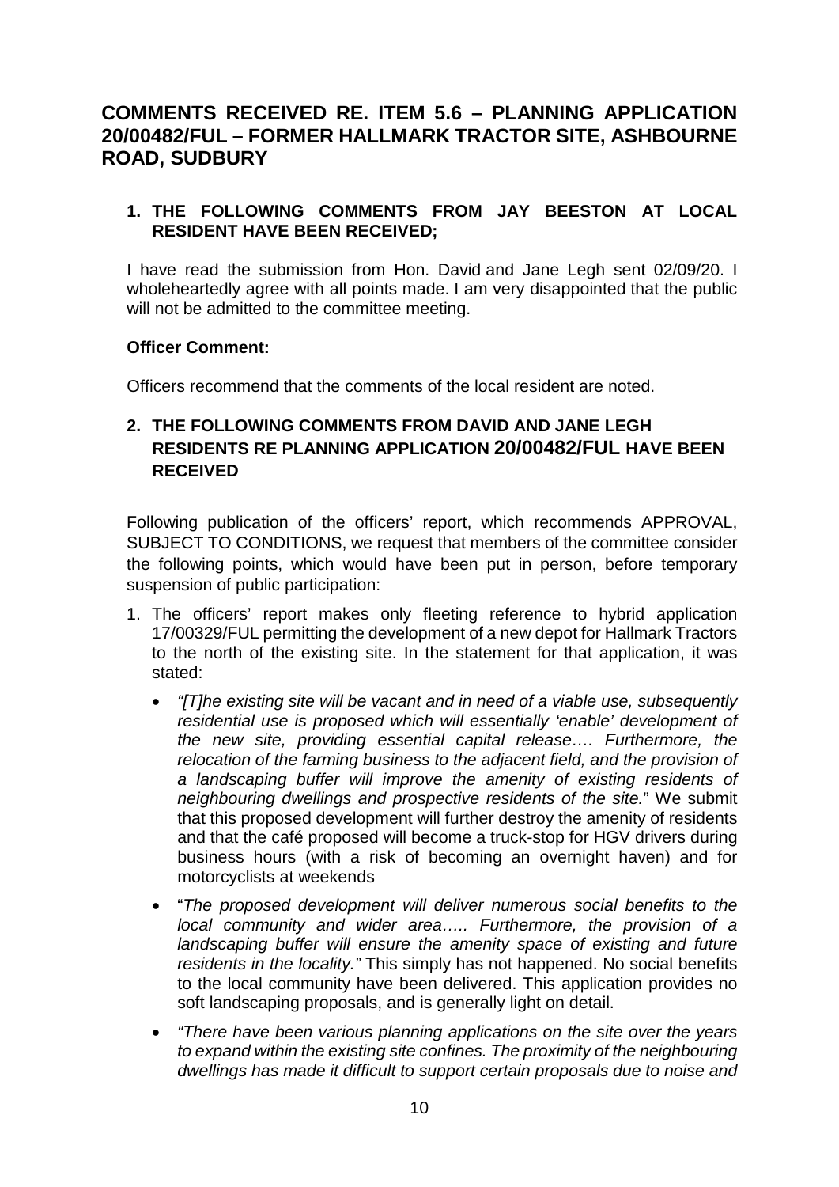# COMMENTS RECEIVED RE. ITEM 5.6 – PLANNING APPLICATION 20/00482/FUL – FORMER HALLMARK TRACTOR SITE, ASHBOURNE ROAD, SUDBURY

## 1. THE FOLLOWING COMMENTS FROM JAY BEESTON AT LOCAL RESIDENT HAVE BEEN RECEIVED;

I have read the submission from Hon. David and Jane Legh sent 02/09/20. I wholeheartedly agree with all points made. I am very disappointed that the public will not be admitted to the committee meeting.

**Officer Comment:**

Officers recommend that the comments of the local resident are noted.

## 2. THE FOLLOWING COMMENTS FROM DAVID AND JANE LEGH RESIDENTS RE PLANNING APPLICATION 20/00482/FUL HAVE BEEN RECEIVED

Following publication of the officers' report, which recommends APPROVAL, SUBJECT TO CONDITIONS, we request that members of the committee consider the following points, which would have been put in person, before temporary suspension of public participation:

1. The officers' report makes only fleeting reference to hybrid application 17/00329/FUL permitting the development of a new depot for Hallmark Tractors to the north of the existing site. In the statement for that application, it was stated:
   - *"[T]he existing site will be vacant and in need of a viable use, subsequently residential use is proposed which will essentially 'enable' development of the new site, providing essential capital release…. Furthermore, the relocation of the farming business to the adjacent field, and the provision of a landscaping buffer will improve the amenity of existing residents of neighbouring dwellings and prospective residents of the site.*" We submit that this proposed development will further destroy the amenity of residents and that the café proposed will become a truck-stop for HGV drivers during business hours (with a risk of becoming an overnight haven) and for motorcyclists at weekends
   - "*The proposed development will deliver numerous social benefits to the local community and wider area….. Furthermore, the provision of a landscaping buffer will ensure the amenity space of existing and future residents in the locality."* This simply has not happened. No social benefits to the local community have been delivered. This application provides no soft landscaping proposals, and is generally light on detail.
   - *"There have been various planning applications on the site over the years to expand within the existing site confines. The proximity of the neighbouring dwellings has made it difficult to support certain proposals due to noise and*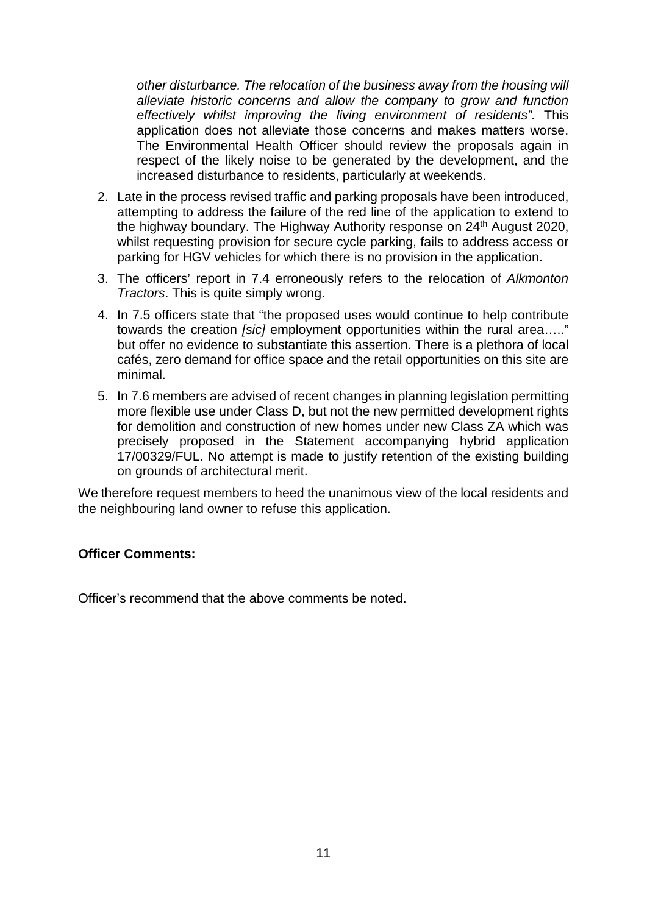*other disturbance. The relocation of the business away from the housing will alleviate historic concerns and allow the company to grow and function effectively whilst improving the living environment of residents".* This application does not alleviate those concerns and makes matters worse. The Environmental Health Officer should review the proposals again in respect of the likely noise to be generated by the development, and the increased disturbance to residents, particularly at weekends.

2. Late in the process revised traffic and parking proposals have been introduced, attempting to address the failure of the red line of the application to extend to the highway boundary. The Highway Authority response on 24th August 2020, whilst requesting provision for secure cycle parking, fails to address access or parking for HGV vehicles for which there is no provision in the application.
3. The officers' report in 7.4 erroneously refers to the relocation of *Alkmonton Tractors*. This is quite simply wrong.
4. In 7.5 officers state that "the proposed uses would continue to help contribute towards the creation *[sic]* employment opportunities within the rural area….." but offer no evidence to substantiate this assertion. There is a plethora of local cafés, zero demand for office space and the retail opportunities on this site are minimal.
5. In 7.6 members are advised of recent changes in planning legislation permitting more flexible use under Class D, but not the new permitted development rights for demolition and construction of new homes under new Class ZA which was precisely proposed in the Statement accompanying hybrid application 17/00329/FUL. No attempt is made to justify retention of the existing building on grounds of architectural merit.

We therefore request members to heed the unanimous view of the local residents and the neighbouring land owner to refuse this application.

**Officer Comments:**

Officer's recommend that the above comments be noted.